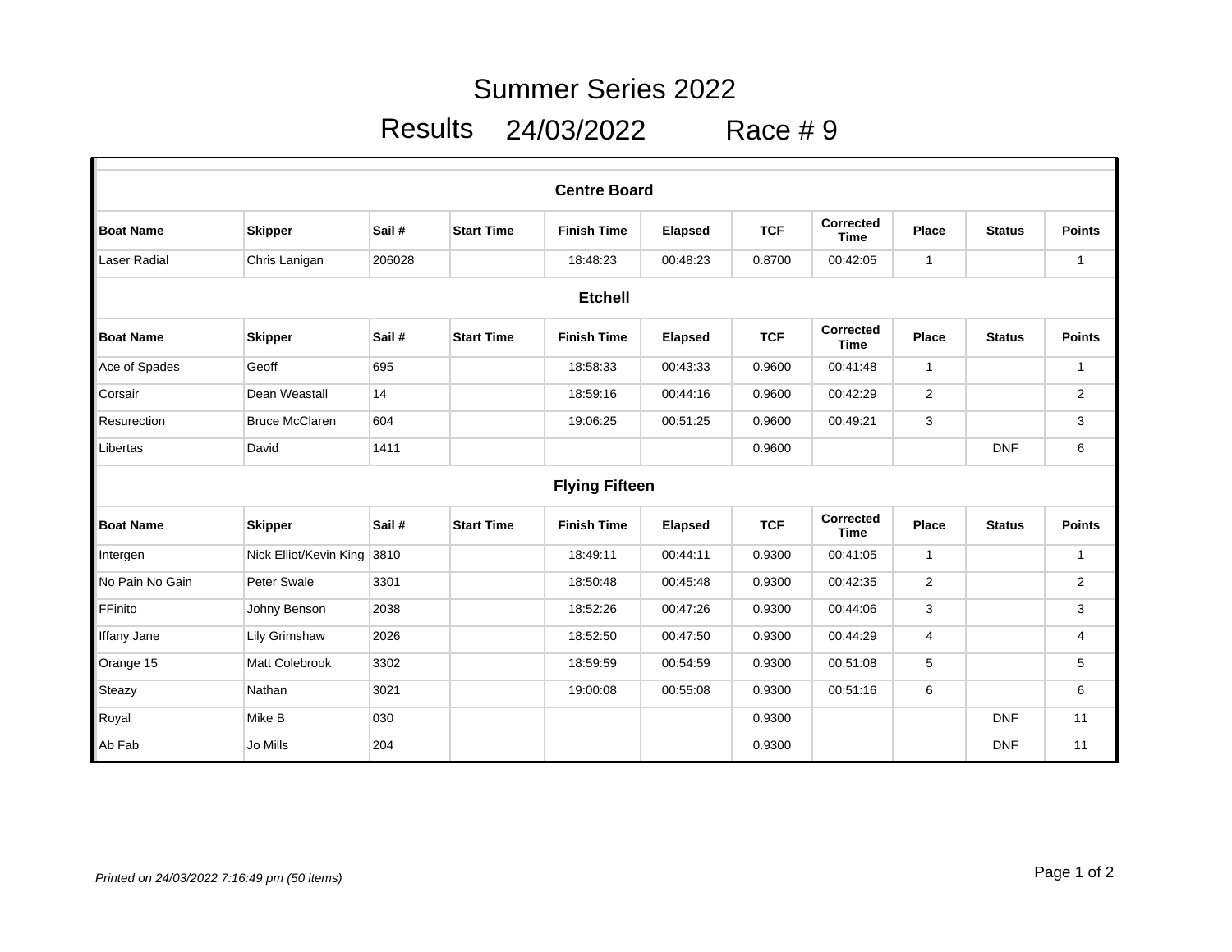# Summer Series 2022

## Results 24/03/2022 Race # 9

| Centre Board | | | | | | | | | | |
|---|---|---|---|---|---|---|---|---|---|---|
| **Boat Name** | **Skipper** | **Sail #** | **Start Time** | **Finish Time** | **Elapsed** | **TCF** | **Corrected Time** | **Place** | **Status** | **Points** |
| Laser Radial | Chris Lanigan | 206028 | | 18:48:23 | 00:48:23 | 0.8700 | 00:42:05 | 1 | | 1 |

| Etchell | | | | | | | | | | |
|---|---|---|---|---|---|---|---|---|---|---|
| **Boat Name** | **Skipper** | **Sail #** | **Start Time** | **Finish Time** | **Elapsed** | **TCF** | **Corrected Time** | **Place** | **Status** | **Points** |
| Ace of Spades | Geoff | 695 | | 18:58:33 | 00:43:33 | 0.9600 | 00:41:48 | 1 | | 1 |
| Corsair | Dean Weastall | 14 | | 18:59:16 | 00:44:16 | 0.9600 | 00:42:29 | 2 | | 2 |
| Resurection | Bruce McClaren | 604 | | 19:06:25 | 00:51:25 | 0.9600 | 00:49:21 | 3 | | 3 |
| Libertas | David | 1411 | | | | 0.9600 | | | DNF | 6 |

| Flying Fifteen | | | | | | | | | | |
|---|---|---|---|---|---|---|---|---|---|---|
| **Boat Name** | **Skipper** | **Sail #** | **Start Time** | **Finish Time** | **Elapsed** | **TCF** | **Corrected Time** | **Place** | **Status** | **Points** |
| Intergen | Nick Elliot/Kevin King | 3810 | | 18:49:11 | 00:44:11 | 0.9300 | 00:41:05 | 1 | | 1 |
| No Pain No Gain | Peter Swale | 3301 | | 18:50:48 | 00:45:48 | 0.9300 | 00:42:35 | 2 | | 2 |
| FFinito | Johny Benson | 2038 | | 18:52:26 | 00:47:26 | 0.9300 | 00:44:06 | 3 | | 3 |
| Iffany Jane | Lily Grimshaw | 2026 | | 18:52:50 | 00:47:50 | 0.9300 | 00:44:29 | 4 | | 4 |
| Orange 15 | Matt Colebrook | 3302 | | 18:59:59 | 00:54:59 | 0.9300 | 00:51:08 | 5 | | 5 |
| Steazy | Nathan | 3021 | | 19:00:08 | 00:55:08 | 0.9300 | 00:51:16 | 6 | | 6 |
| Royal | Mike B | 030 | | | | 0.9300 | | | DNF | 11 |
| Ab Fab | Jo Mills | 204 | | | | 0.9300 | | | DNF | 11 |

*Printed on 24/03/2022 7:16:49 pm (50 items)*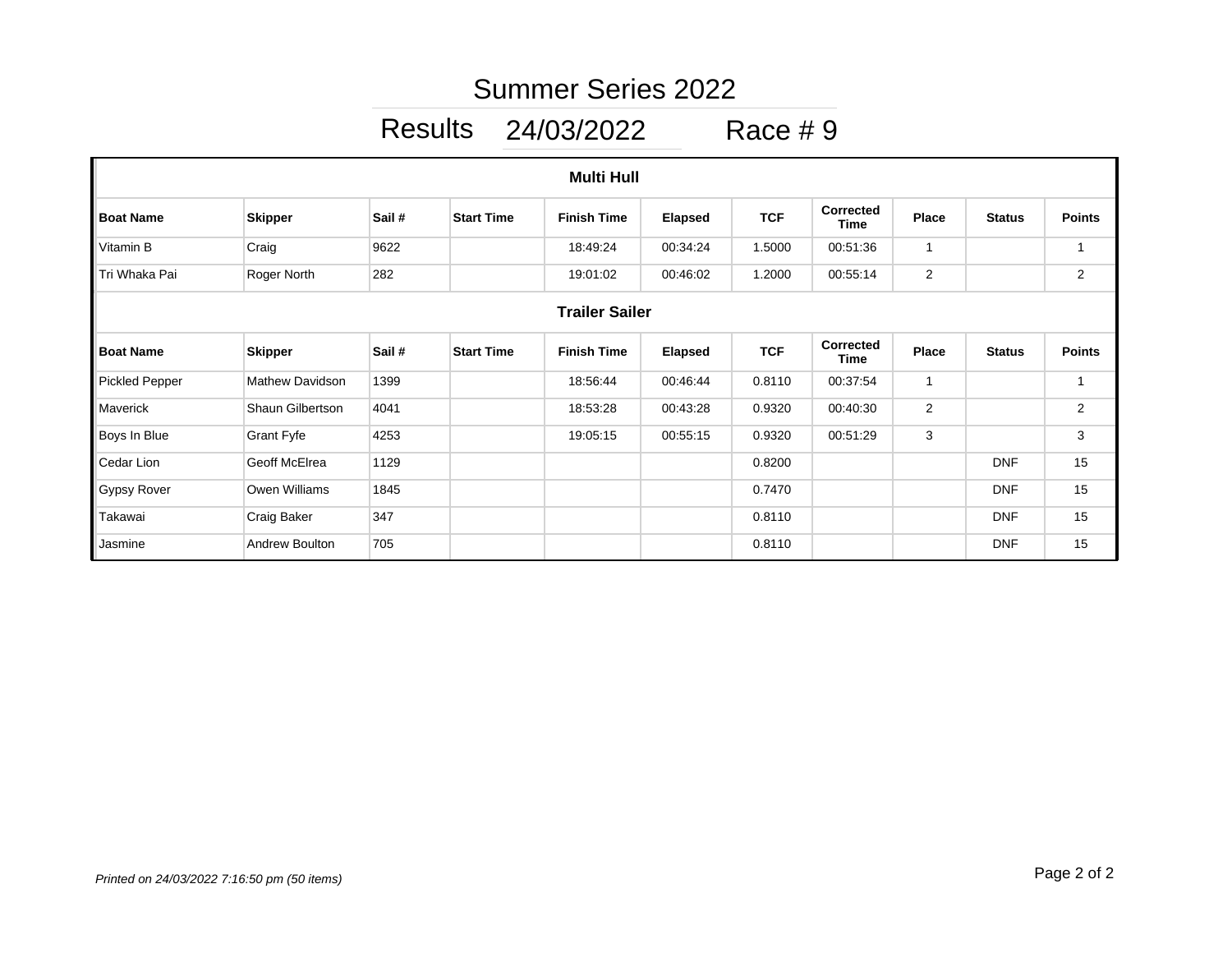# Summer Series 2022

## Results 24/03/2022 Race # 9

| Multi Hull | | | | | | | | | | |
|---|---|---|---|---|---|---|---|---|---|---|
| **Boat Name** | **Skipper** | **Sail #** | **Start Time** | **Finish Time** | **Elapsed** | **TCF** | **Corrected Time** | **Place** | **Status** | **Points** |
| Vitamin B | Craig | 9622 | | 18:49:24 | 00:34:24 | 1.5000 | 00:51:36 | 1 | | 1 |
| Tri Whaka Pai | Roger North | 282 | | 19:01:02 | 00:46:02 | 1.2000 | 00:55:14 | 2 | | 2 |

| Trailer Sailer | | | | | | | | | | |
|---|---|---|---|---|---|---|---|---|---|---|
| **Boat Name** | **Skipper** | **Sail #** | **Start Time** | **Finish Time** | **Elapsed** | **TCF** | **Corrected Time** | **Place** | **Status** | **Points** |
| Pickled Pepper | Mathew Davidson | 1399 | | 18:56:44 | 00:46:44 | 0.8110 | 00:37:54 | 1 | | 1 |
| Maverick | Shaun Gilbertson | 4041 | | 18:53:28 | 00:43:28 | 0.9320 | 00:40:30 | 2 | | 2 |
| Boys In Blue | Grant Fyfe | 4253 | | 19:05:15 | 00:55:15 | 0.9320 | 00:51:29 | 3 | | 3 |
| Cedar Lion | Geoff McElrea | 1129 | | | | 0.8200 | | | DNF | 15 |
| Gypsy Rover | Owen Williams | 1845 | | | | 0.7470 | | | DNF | 15 |
| Takawai | Craig Baker | 347 | | | | 0.8110 | | | DNF | 15 |
| Jasmine | Andrew Boulton | 705 | | | | 0.8110 | | | DNF | 15 |

*Printed on 24/03/2022 7:16:50 pm (50 items)*